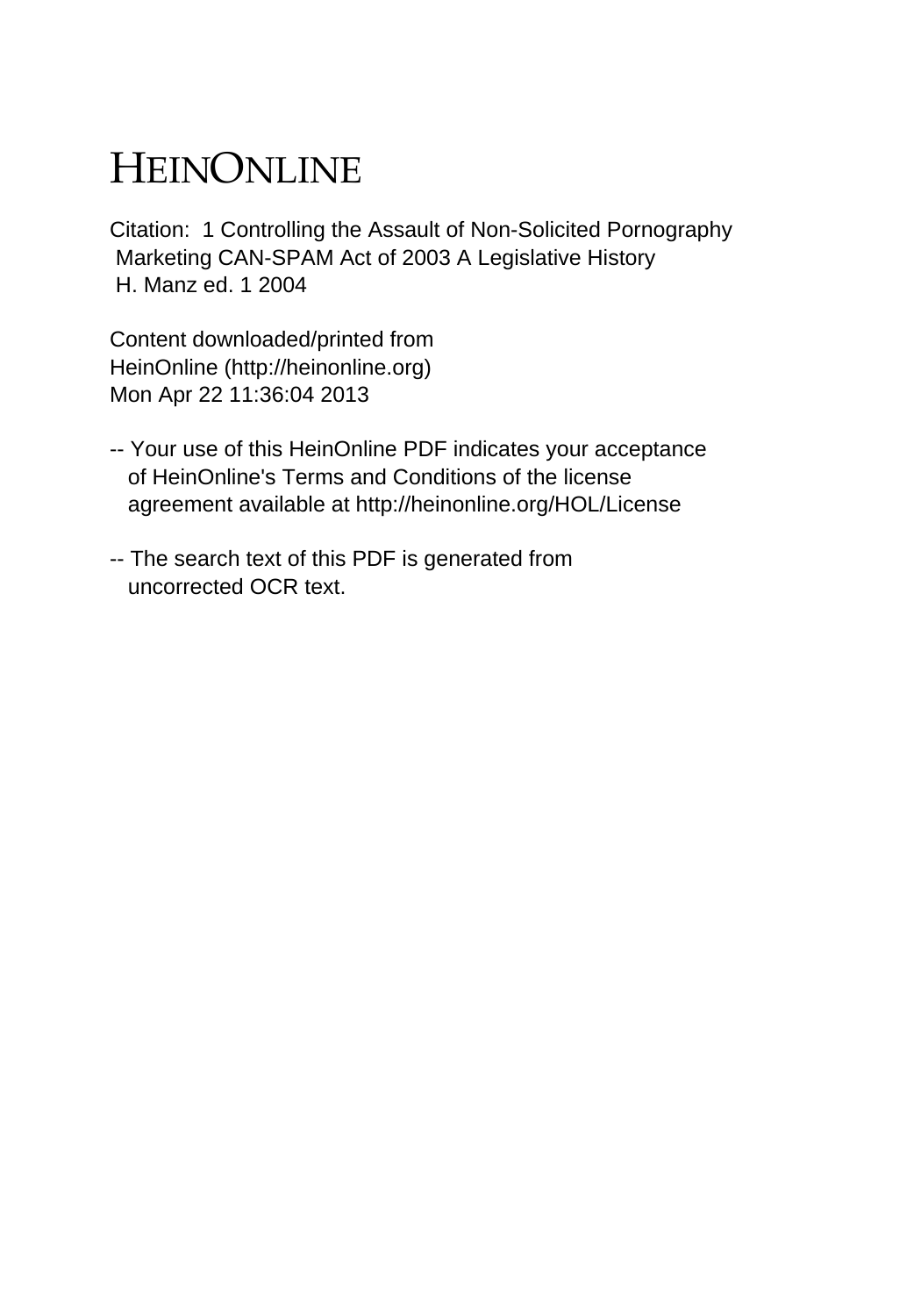# HEINONLINE

Citation: 1 Controlling the Assault of Non-Solicited Pornography Marketing CAN-SPAM Act of 2003 A Legislative History H. Manz ed. 1 2004

Content downloaded/printed from HeinOnline (http://heinonline.org) Mon Apr 22 11:36:04 2013

-- Your use of this HeinOnline PDF indicates your acceptance of HeinOnline's Terms and Conditions of the license agreement available at http://heinonline.org/HOL/License

-- The search text of this PDF is generated from uncorrected OCR text.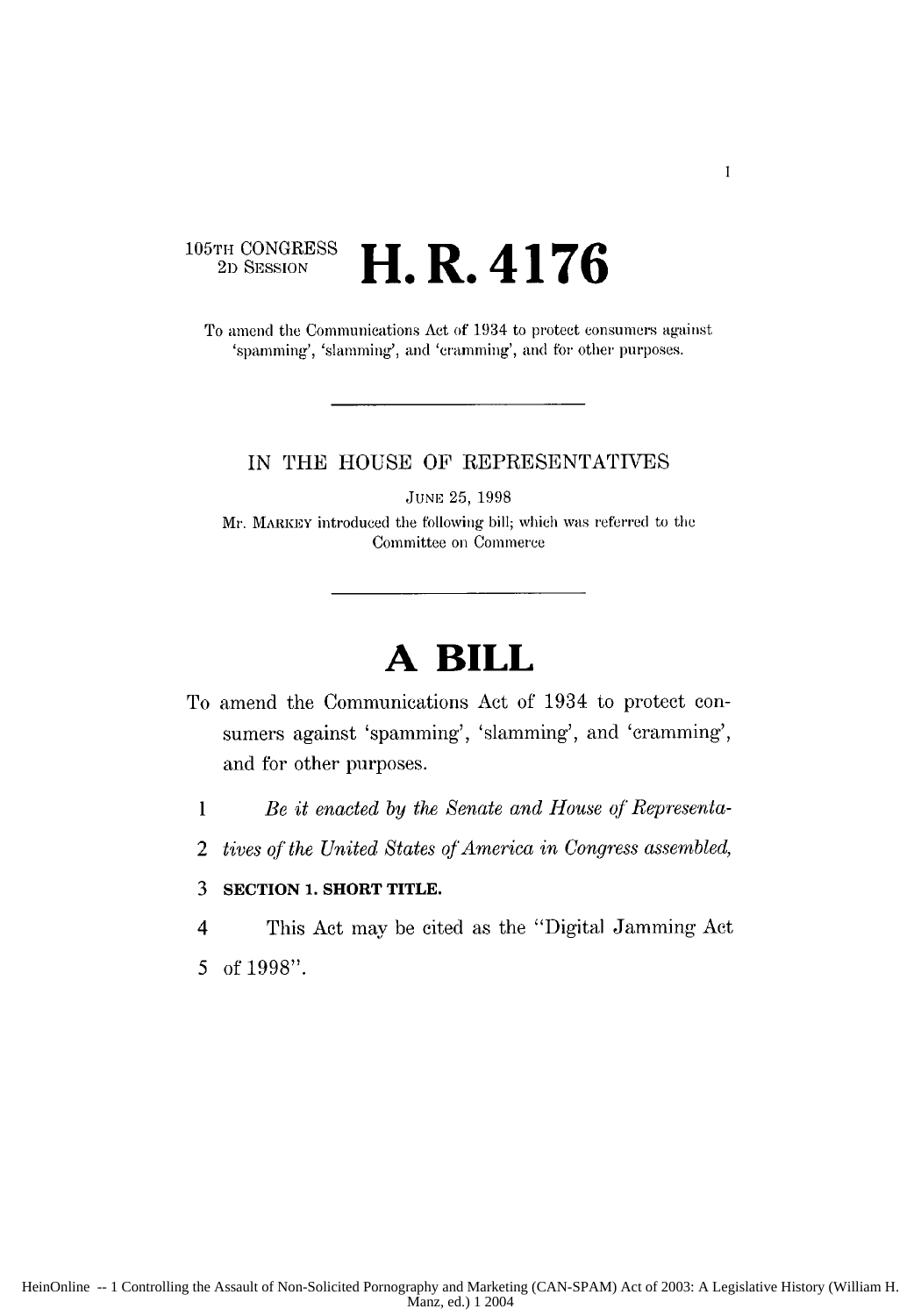105TH CONGRESS
2D SESSION

# H. R. 4176

To amend the Communications Act of 1934 to protect consumers against 'spamming', 'slamming', and 'cramming', and for other purposes.

---

IN THE HOUSE OF REPRESENTATIVES

JUNE 25, 1998

Mr. MARKEY introduced the following bill; which was referred to the Committee on Commerce

---

# A BILL

To amend the Communications Act of 1934 to protect consumers against 'spamming', 'slamming', and 'cramming', and for other purposes.

1 *Be it enacted by the Senate and House of Representa-*
2 *tives of the United States of America in Congress assembled,*
3 **SECTION 1. SHORT TITLE.**
4 This Act may be cited as the "Digital Jamming Act
5 of 1998".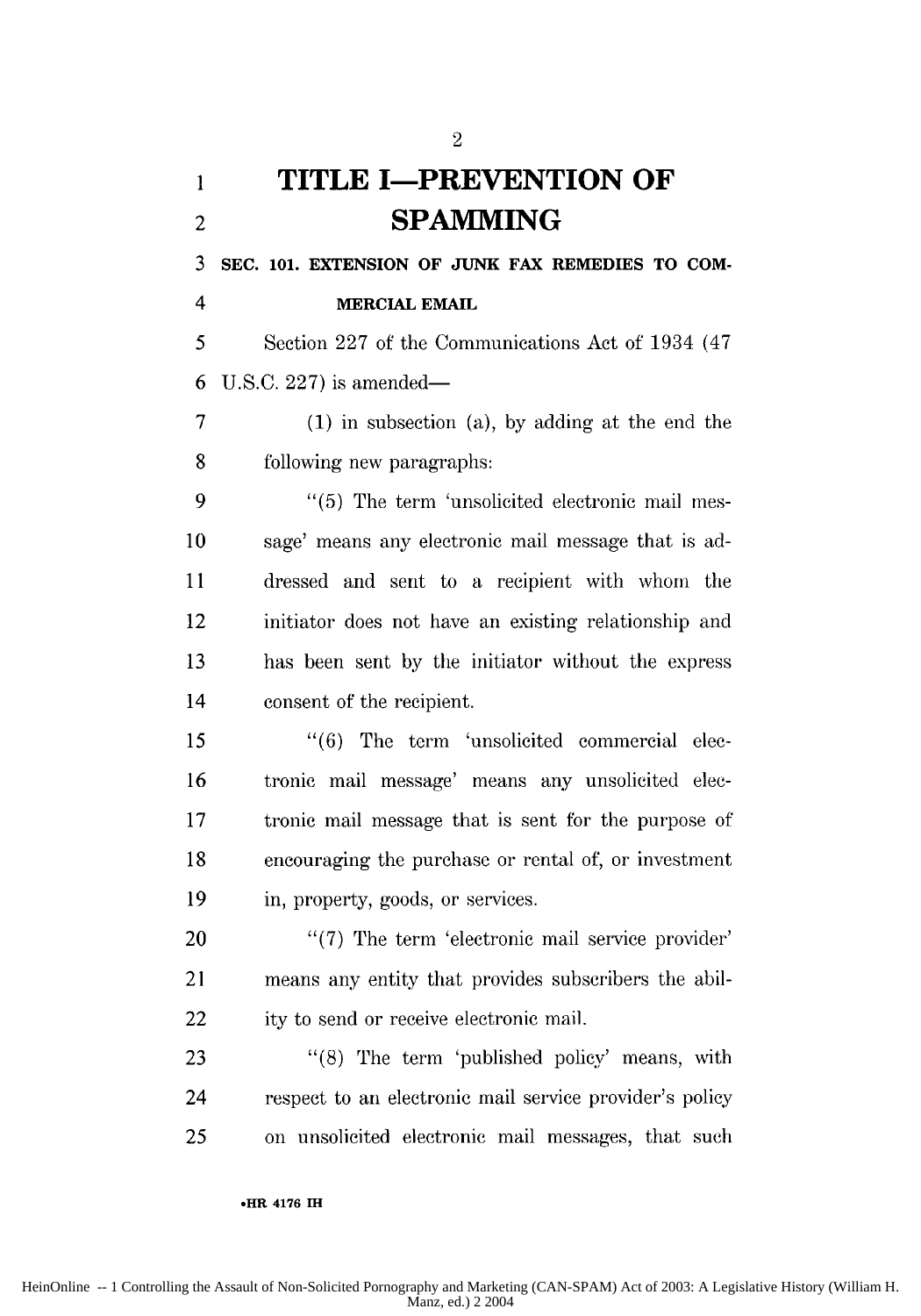# TITLE I—PREVENTION OF SPAMMING

**SEC. 101. EXTENSION OF JUNK FAX REMEDIES TO COMMERCIAL EMAIL**

Section 227 of the Communications Act of 1934 (47 U.S.C. 227) is amended—

(1) in subsection (a), by adding at the end the following new paragraphs:

"(5) The term 'unsolicited electronic mail message' means any electronic mail message that is addressed and sent to a recipient with whom the initiator does not have an existing relationship and has been sent by the initiator without the express consent of the recipient.

"(6) The term 'unsolicited commercial electronic mail message' means any unsolicited electronic mail message that is sent for the purpose of encouraging the purchase or rental of, or investment in, property, goods, or services.

"(7) The term 'electronic mail service provider' means any entity that provides subscribers the ability to send or receive electronic mail.

"(8) The term 'published policy' means, with respect to an electronic mail service provider's policy on unsolicited electronic mail messages, that such

•HR 4176 IH

HeinOnline -- 1 Controlling the Assault of Non-Solicited Pornography and Marketing (CAN-SPAM) Act of 2003: A Legislative History (William H. Manz, ed.) 2 2004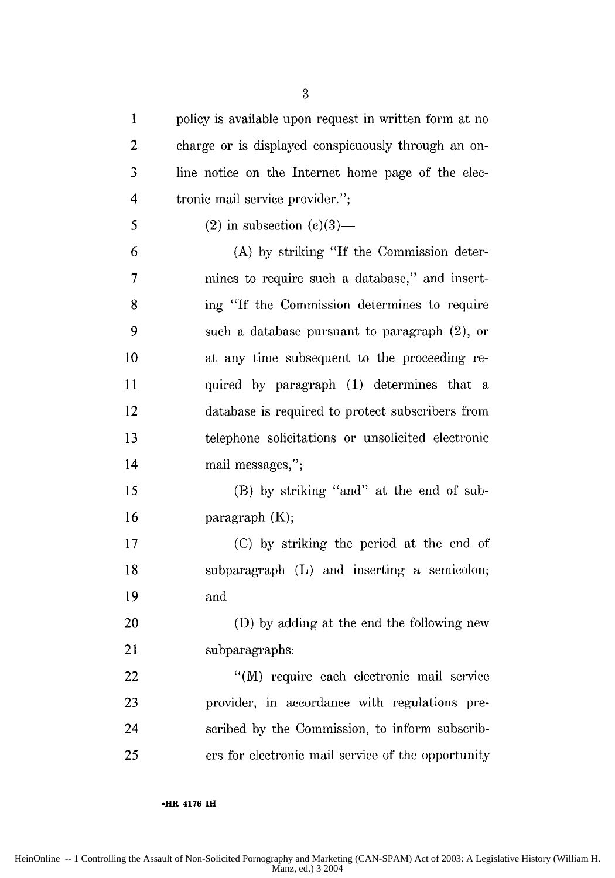policy is available upon request in written form at no charge or is displayed conspicuously through an online notice on the Internet home page of the electronic mail service provider.";

(2) in subsection (c)(3)—

(A) by striking "If the Commission determines to require such a database," and inserting "If the Commission determines to require such a database pursuant to paragraph (2), or at any time subsequent to the proceeding required by paragraph (1) determines that a database is required to protect subscribers from telephone solicitations or unsolicited electronic mail messages,";

(B) by striking "and" at the end of subparagraph (K);

(C) by striking the period at the end of subparagraph (L) and inserting a semicolon; and

(D) by adding at the end the following new subparagraphs:

"(M) require each electronic mail service provider, in accordance with regulations prescribed by the Commission, to inform subscribers for electronic mail service of the opportunity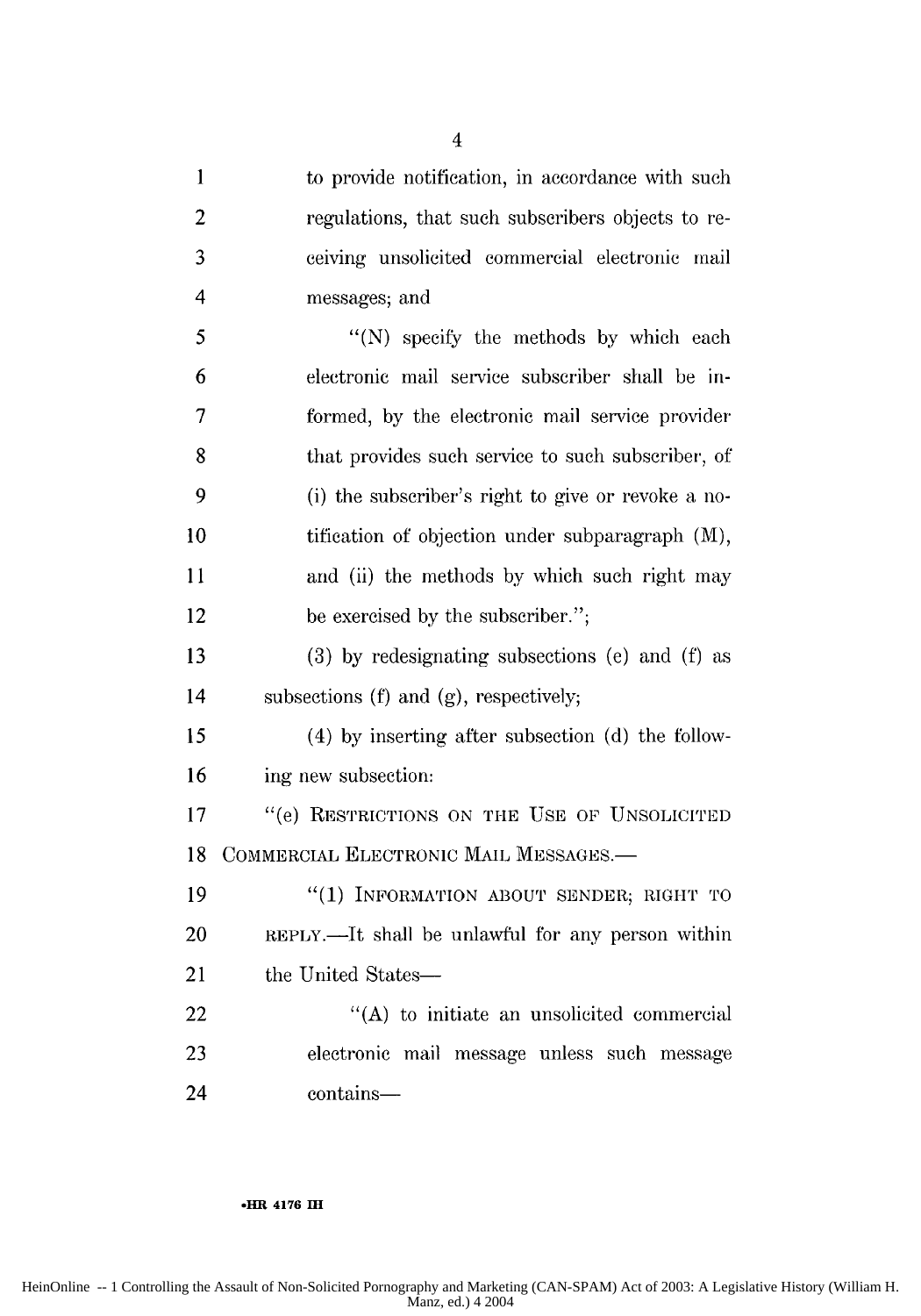to provide notification, in accordance with such regulations, that such subscribers objects to receiving unsolicited commercial electronic mail messages; and

"(N) specify the methods by which each electronic mail service subscriber shall be informed, by the electronic mail service provider that provides such service to such subscriber, of (i) the subscriber's right to give or revoke a notification of objection under subparagraph (M), and (ii) the methods by which such right may be exercised by the subscriber.";

(3) by redesignating subsections (e) and (f) as subsections (f) and (g), respectively;

(4) by inserting after subsection (d) the following new subsection:

"(e) RESTRICTIONS ON THE USE OF UNSOLICITED COMMERCIAL ELECTRONIC MAIL MESSAGES.—

"(1) INFORMATION ABOUT SENDER; RIGHT TO REPLY.—It shall be unlawful for any person within the United States—

"(A) to initiate an unsolicited commercial electronic mail message unless such message contains—

•HR 4176 IH

HeinOnline -- 1 Controlling the Assault of Non-Solicited Pornography and Marketing (CAN-SPAM) Act of 2003: A Legislative History (William H. Manz, ed.) 4 2004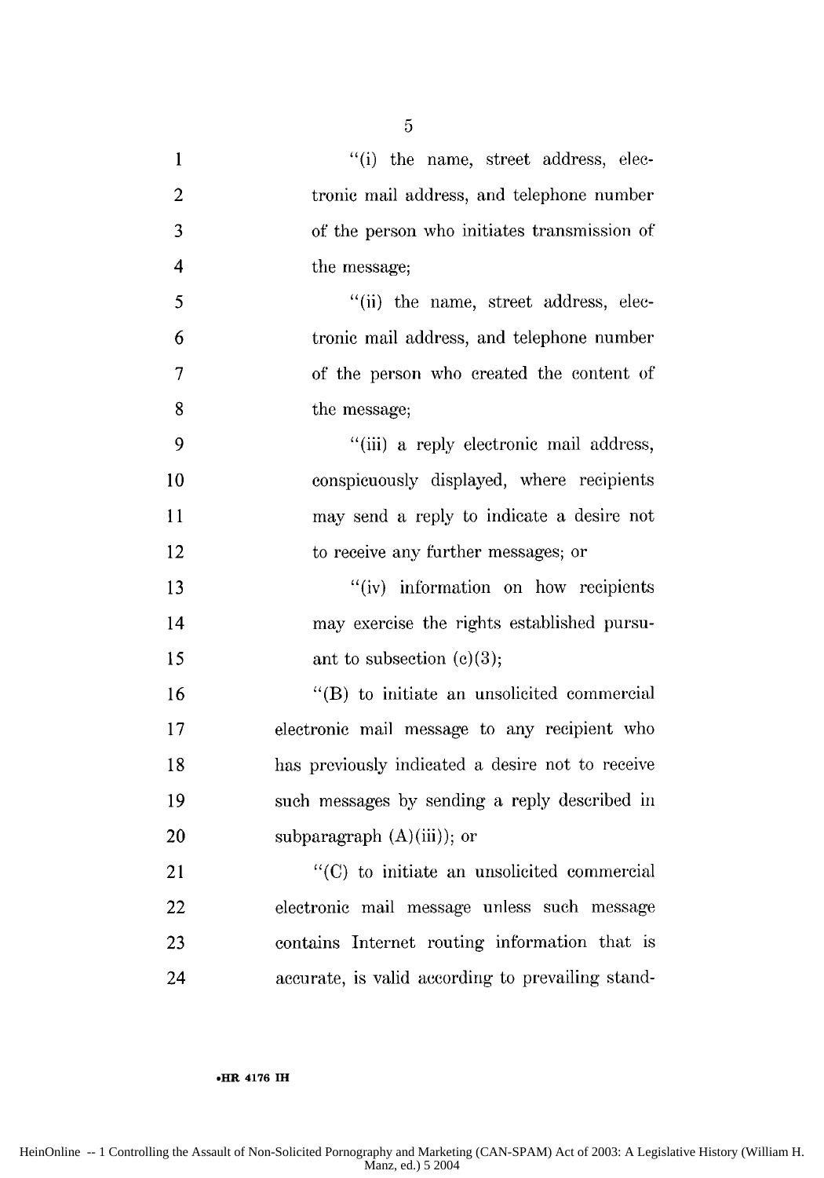"(i) the name, street address, electronic mail address, and telephone number of the person who initiates transmission of the message;

"(ii) the name, street address, electronic mail address, and telephone number of the person who created the content of the message;

"(iii) a reply electronic mail address, conspicuously displayed, where recipients may send a reply to indicate a desire not to receive any further messages; or

"(iv) information on how recipients may exercise the rights established pursuant to subsection (c)(3);

"(B) to initiate an unsolicited commercial electronic mail message to any recipient who has previously indicated a desire not to receive such messages by sending a reply described in subparagraph (A)(iii)); or

"(C) to initiate an unsolicited commercial electronic mail message unless such message contains Internet routing information that is accurate, is valid according to prevailing stand-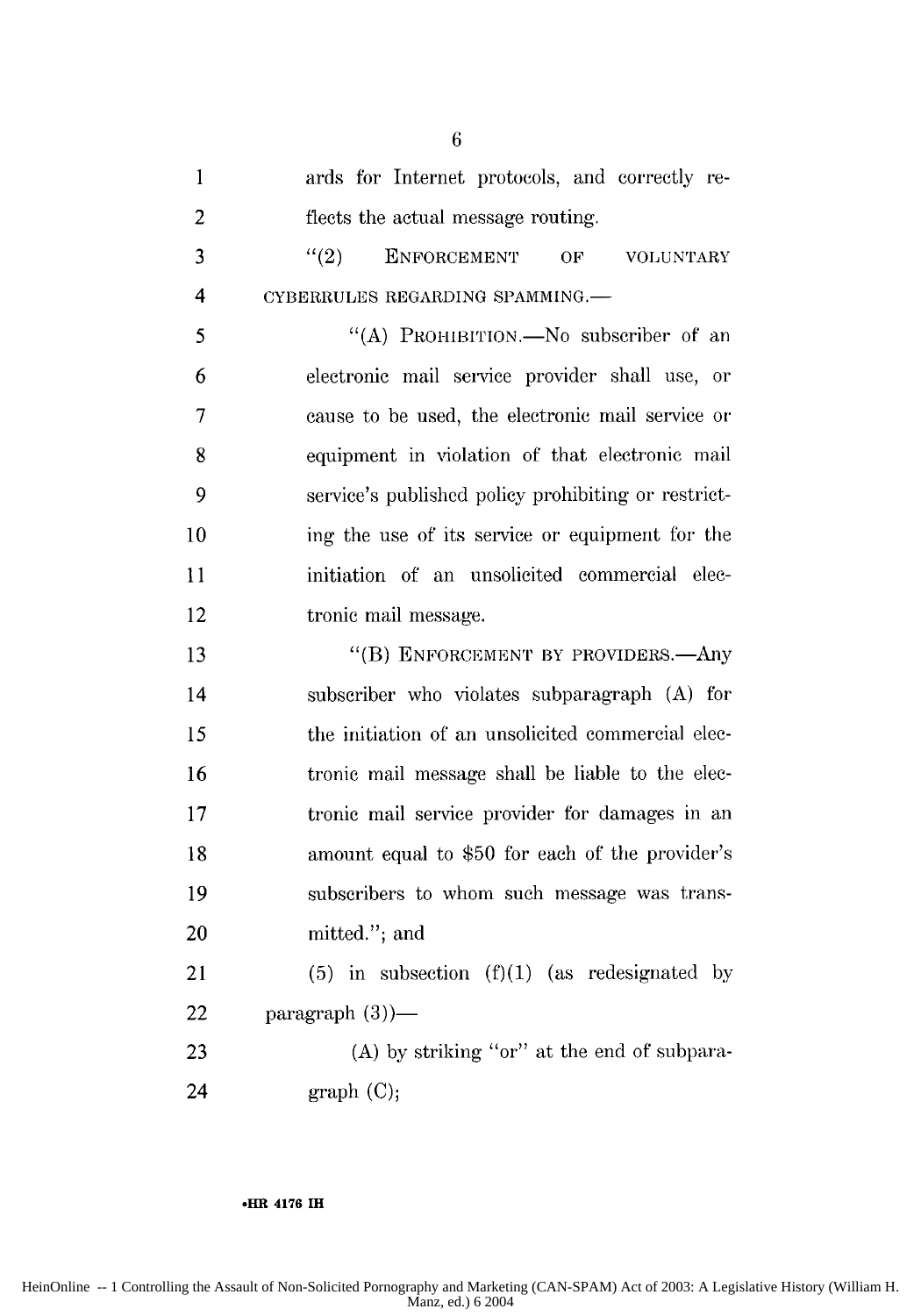ards for Internet protocols, and correctly reflects the actual message routing.

"(2) ENFORCEMENT OF VOLUNTARY CYBERRULES REGARDING SPAMMING.—

"(A) PROHIBITION.—No subscriber of an electronic mail service provider shall use, or cause to be used, the electronic mail service or equipment in violation of that electronic mail service's published policy prohibiting or restricting the use of its service or equipment for the initiation of an unsolicited commercial electronic mail message.

"(B) ENFORCEMENT BY PROVIDERS.—Any subscriber who violates subparagraph (A) for the initiation of an unsolicited commercial electronic mail message shall be liable to the electronic mail service provider for damages in an amount equal to $50 for each of the provider's subscribers to whom such message was transmitted."; and

(5) in subsection (f)(1) (as redesignated by paragraph (3))—

(A) by striking "or" at the end of subparagraph (C);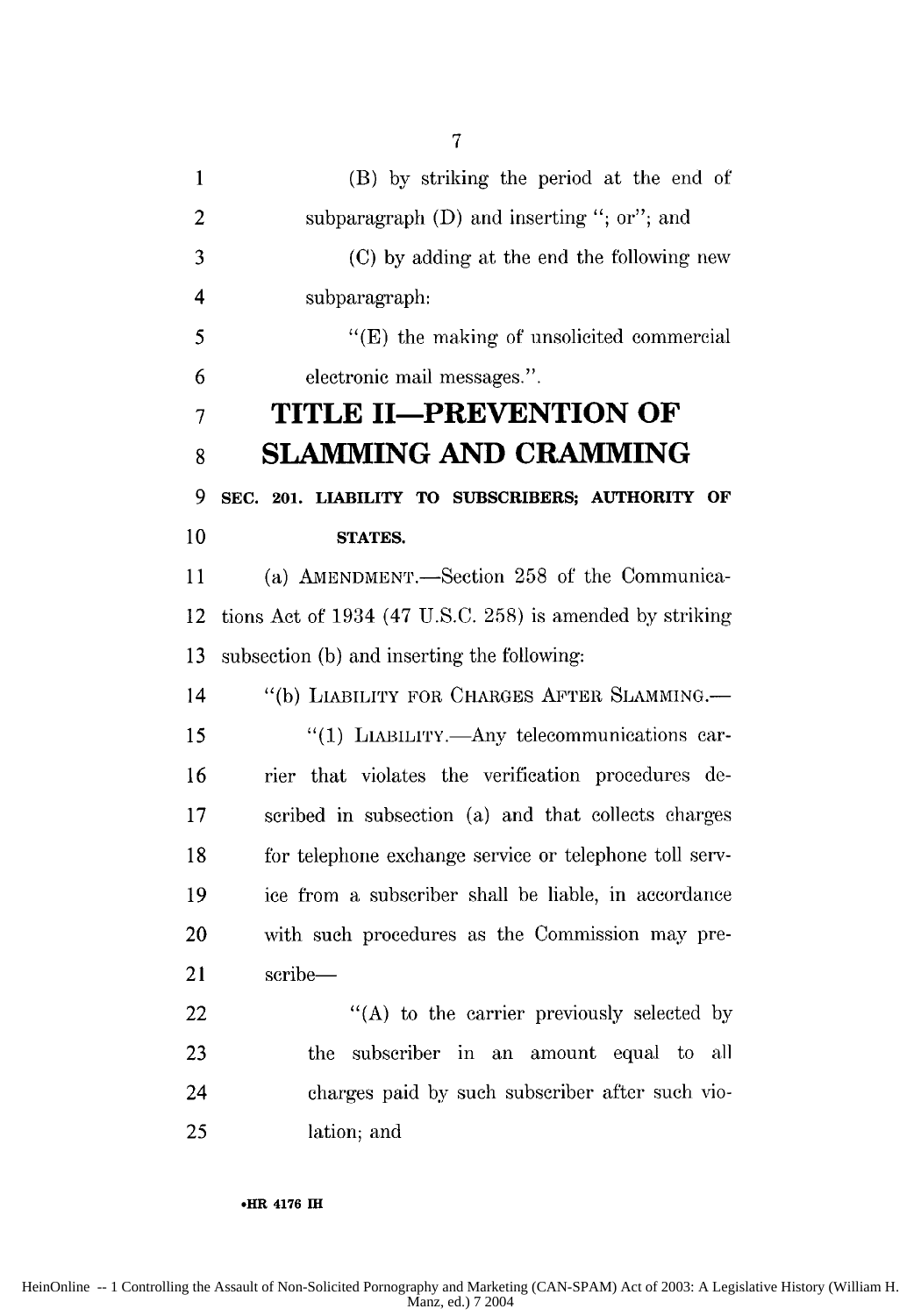(B) by striking the period at the end of subparagraph (D) and inserting "; or"; and

(C) by adding at the end the following new subparagraph:

"(E) the making of unsolicited commercial electronic mail messages.".

# TITLE II—PREVENTION OF SLAMMING AND CRAMMING

**SEC. 201. LIABILITY TO SUBSCRIBERS; AUTHORITY OF STATES.**

(a) AMENDMENT.—Section 258 of the Communications Act of 1934 (47 U.S.C. 258) is amended by striking subsection (b) and inserting the following:

"(b) LIABILITY FOR CHARGES AFTER SLAMMING.—

"(1) LIABILITY.—Any telecommunications carrier that violates the verification procedures described in subsection (a) and that collects charges for telephone exchange service or telephone toll service from a subscriber shall be liable, in accordance with such procedures as the Commission may prescribe—

"(A) to the carrier previously selected by the subscriber in an amount equal to all charges paid by such subscriber after such violation; and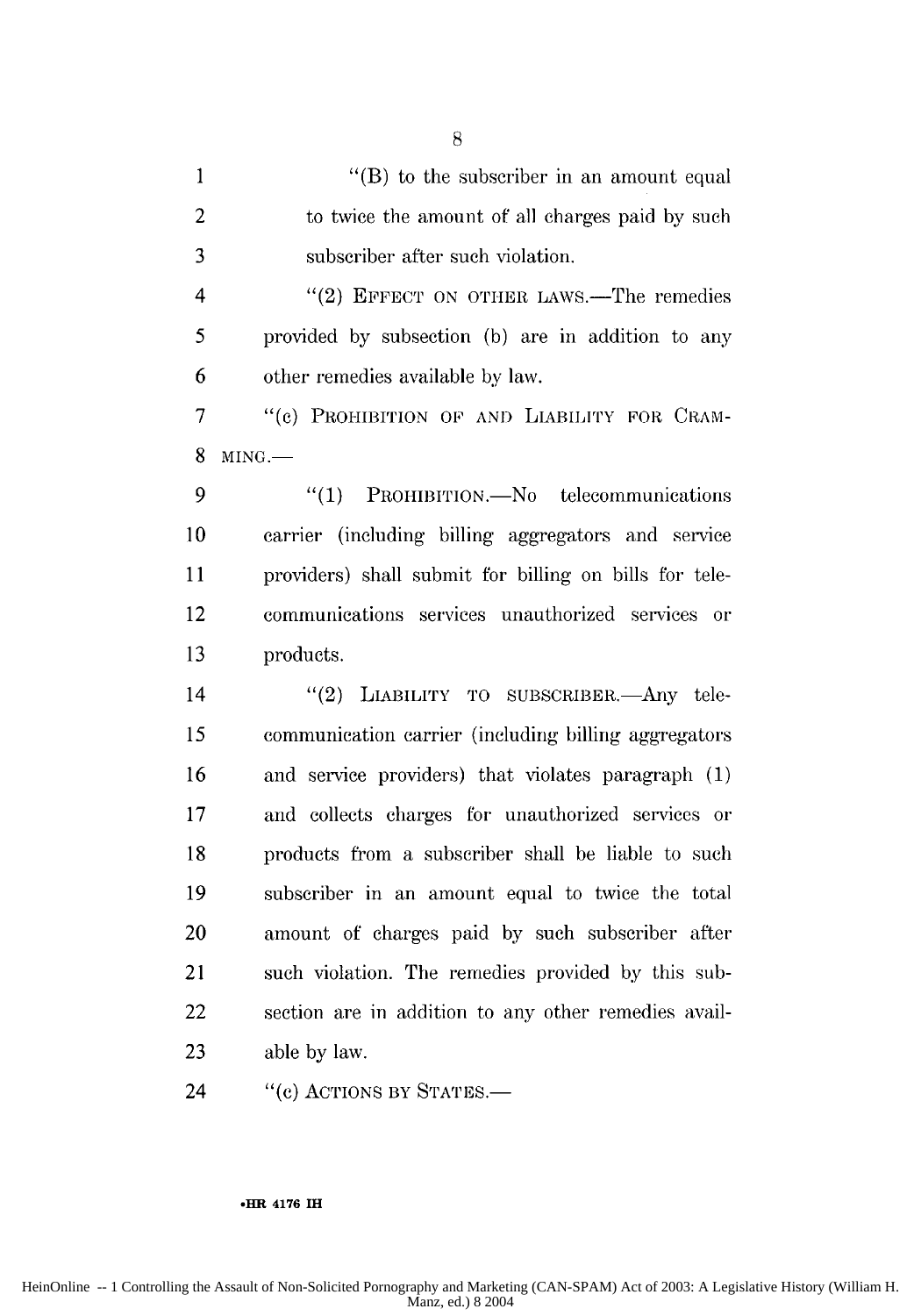"(B) to the subscriber in an amount equal to twice the amount of all charges paid by such subscriber after such violation.

"(2) EFFECT ON OTHER LAWS.—The remedies provided by subsection (b) are in addition to any other remedies available by law.

"(c) PROHIBITION OF AND LIABILITY FOR CRAMMING.—

"(1) PROHIBITION.—No telecommunications carrier (including billing aggregators and service providers) shall submit for billing on bills for telecommunications services unauthorized services or products.

"(2) LIABILITY TO SUBSCRIBER.—Any telecommunication carrier (including billing aggregators and service providers) that violates paragraph (1) and collects charges for unauthorized services or products from a subscriber shall be liable to such subscriber in an amount equal to twice the total amount of charges paid by such subscriber after such violation. The remedies provided by this subsection are in addition to any other remedies available by law.

"(c) ACTIONS BY STATES.—

•HR 4176 IH

HeinOnline -- 1 Controlling the Assault of Non-Solicited Pornography and Marketing (CAN-SPAM) Act of 2003: A Legislative History (William H. Manz, ed.) 8 2004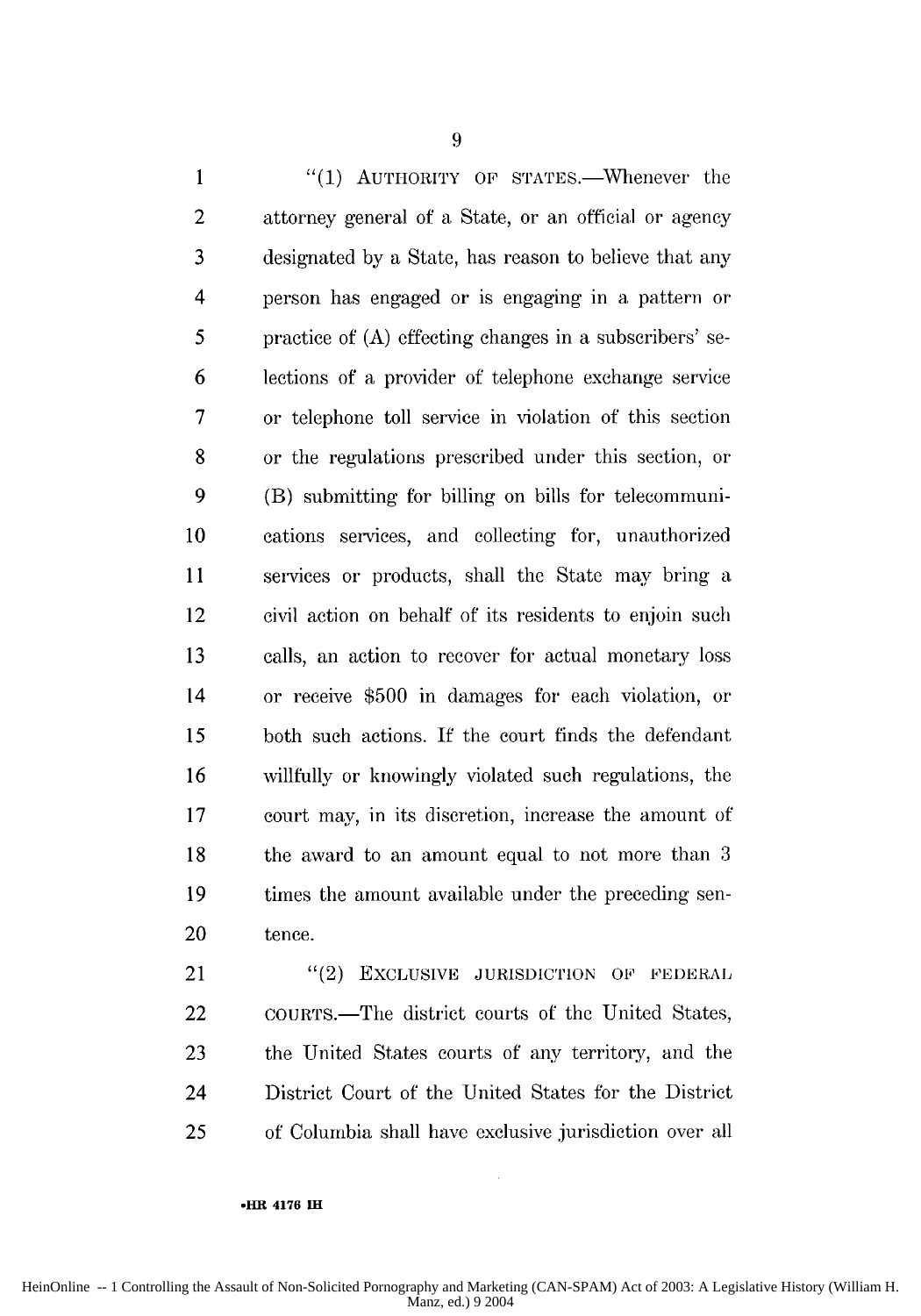"(1) AUTHORITY OF STATES.—Whenever the attorney general of a State, or an official or agency designated by a State, has reason to believe that any person has engaged or is engaging in a pattern or practice of (A) effecting changes in a subscribers' selections of a provider of telephone exchange service or telephone toll service in violation of this section or the regulations prescribed under this section, or (B) submitting for billing on bills for telecommunications services, and collecting for, unauthorized services or products, shall the State may bring a civil action on behalf of its residents to enjoin such calls, an action to recover for actual monetary loss or receive $500 in damages for each violation, or both such actions. If the court finds the defendant willfully or knowingly violated such regulations, the court may, in its discretion, increase the amount of the award to an amount equal to not more than 3 times the amount available under the preceding sentence.

"(2) EXCLUSIVE JURISDICTION OF FEDERAL COURTS.—The district courts of the United States, the United States courts of any territory, and the District Court of the United States for the District of Columbia shall have exclusive jurisdiction over all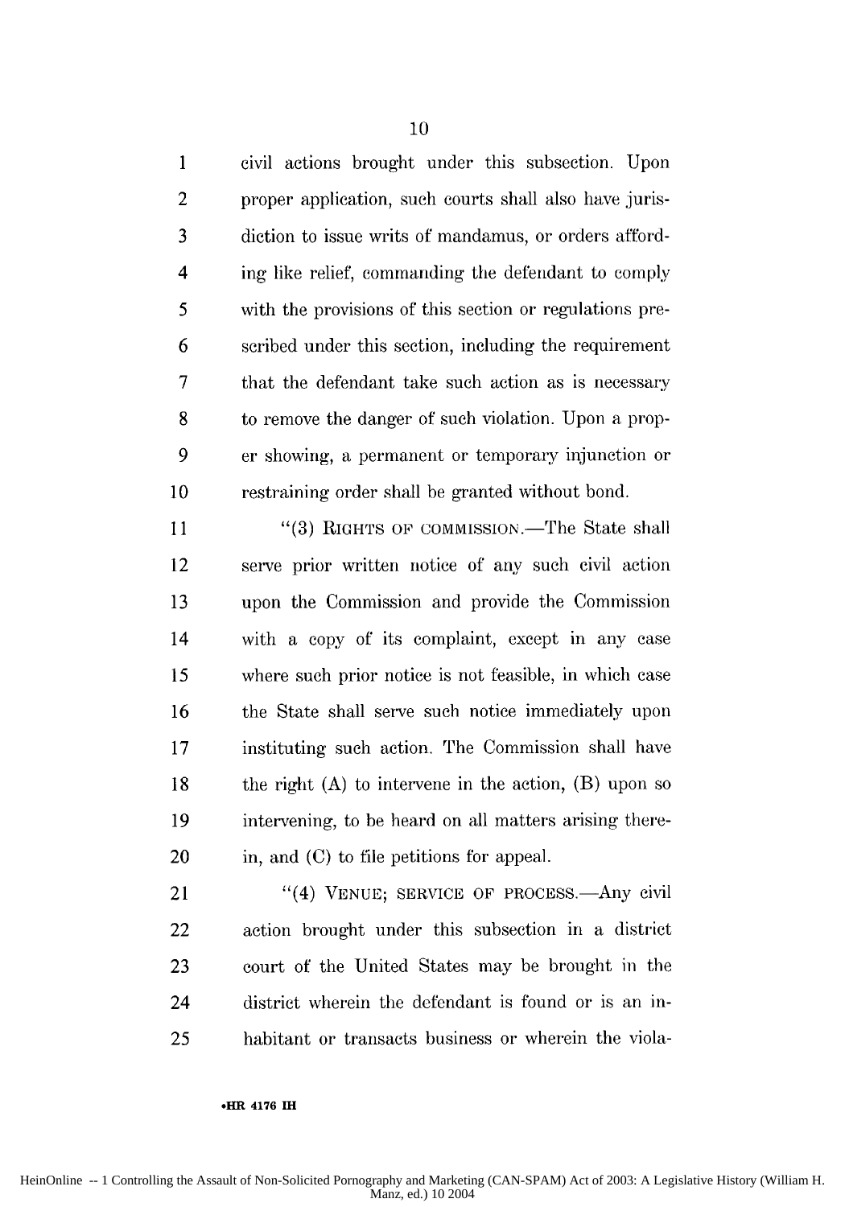civil actions brought under this subsection. Upon proper application, such courts shall also have jurisdiction to issue writs of mandamus, or orders affording like relief, commanding the defendant to comply with the provisions of this section or regulations prescribed under this section, including the requirement that the defendant take such action as is necessary to remove the danger of such violation. Upon a proper showing, a permanent or temporary injunction or restraining order shall be granted without bond.

"(3) RIGHTS OF COMMISSION.—The State shall serve prior written notice of any such civil action upon the Commission and provide the Commission with a copy of its complaint, except in any case where such prior notice is not feasible, in which case the State shall serve such notice immediately upon instituting such action. The Commission shall have the right (A) to intervene in the action, (B) upon so intervening, to be heard on all matters arising therein, and (C) to file petitions for appeal.

"(4) VENUE; SERVICE OF PROCESS.—Any civil action brought under this subsection in a district court of the United States may be brought in the district wherein the defendant is found or is an inhabitant or transacts business or wherein the viola-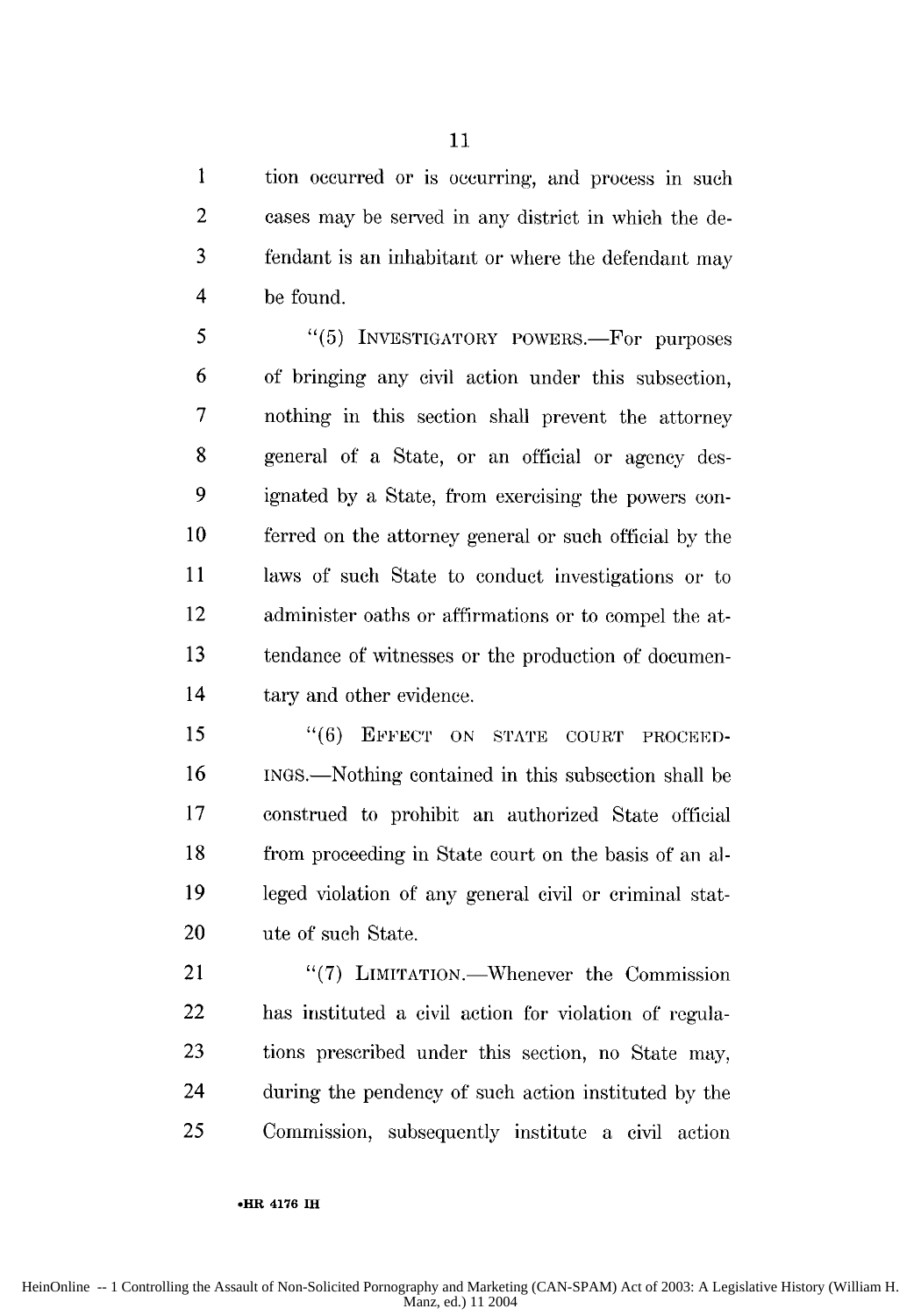tion occurred or is occurring, and process in such cases may be served in any district in which the defendant is an inhabitant or where the defendant may be found.

"(5) INVESTIGATORY POWERS.—For purposes of bringing any civil action under this subsection, nothing in this section shall prevent the attorney general of a State, or an official or agency designated by a State, from exercising the powers conferred on the attorney general or such official by the laws of such State to conduct investigations or to administer oaths or affirmations or to compel the attendance of witnesses or the production of documentary and other evidence.

"(6) EFFECT ON STATE COURT PROCEEDINGS.—Nothing contained in this subsection shall be construed to prohibit an authorized State official from proceeding in State court on the basis of an alleged violation of any general civil or criminal statute of such State.

"(7) LIMITATION.—Whenever the Commission has instituted a civil action for violation of regulations prescribed under this section, no State may, during the pendency of such action instituted by the Commission, subsequently institute a civil action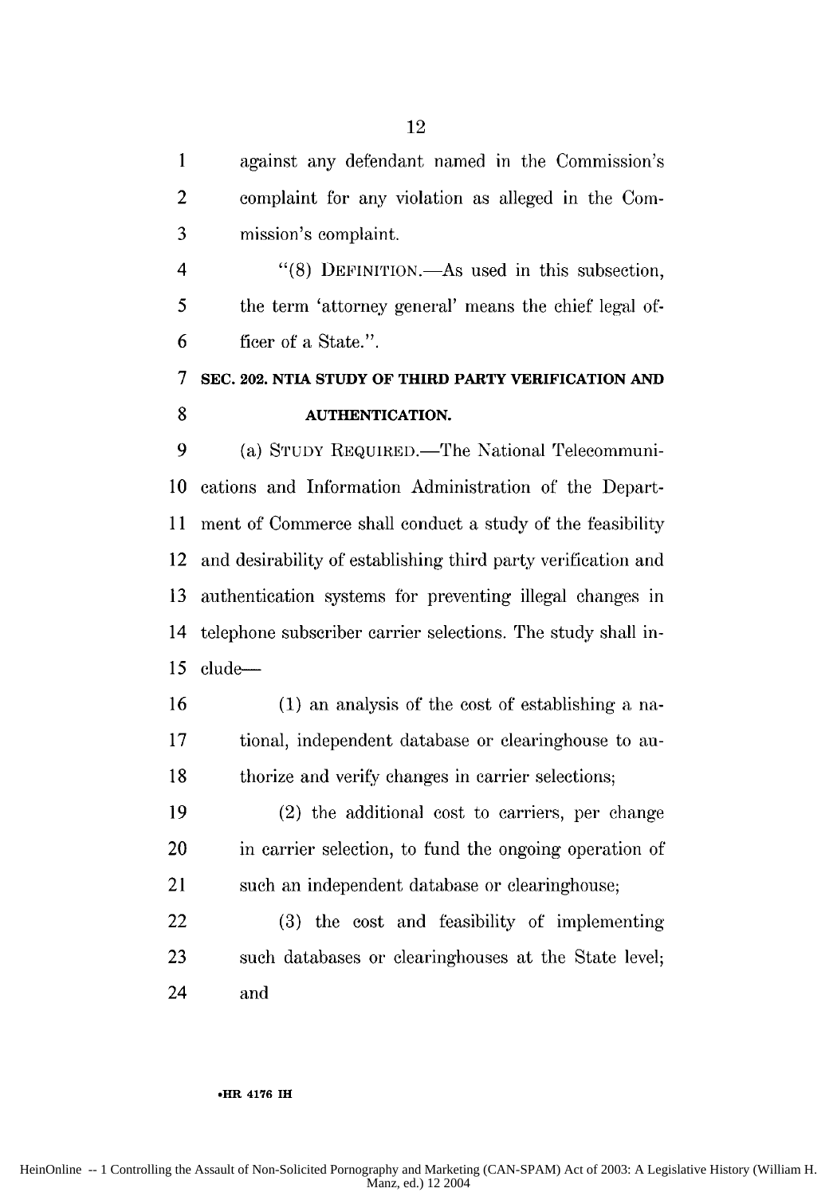against any defendant named in the Commission's complaint for any violation as alleged in the Commission's complaint.

"(8) DEFINITION.—As used in this subsection, the term 'attorney general' means the chief legal officer of a State.".

**SEC. 202. NTIA STUDY OF THIRD PARTY VERIFICATION AND AUTHENTICATION.**

(a) STUDY REQUIRED.—The National Telecommunications and Information Administration of the Department of Commerce shall conduct a study of the feasibility and desirability of establishing third party verification and authentication systems for preventing illegal changes in telephone subscriber carrier selections. The study shall include—

(1) an analysis of the cost of establishing a national, independent database or clearinghouse to authorize and verify changes in carrier selections;

(2) the additional cost to carriers, per change in carrier selection, to fund the ongoing operation of such an independent database or clearinghouse;

(3) the cost and feasibility of implementing such databases or clearinghouses at the State level; and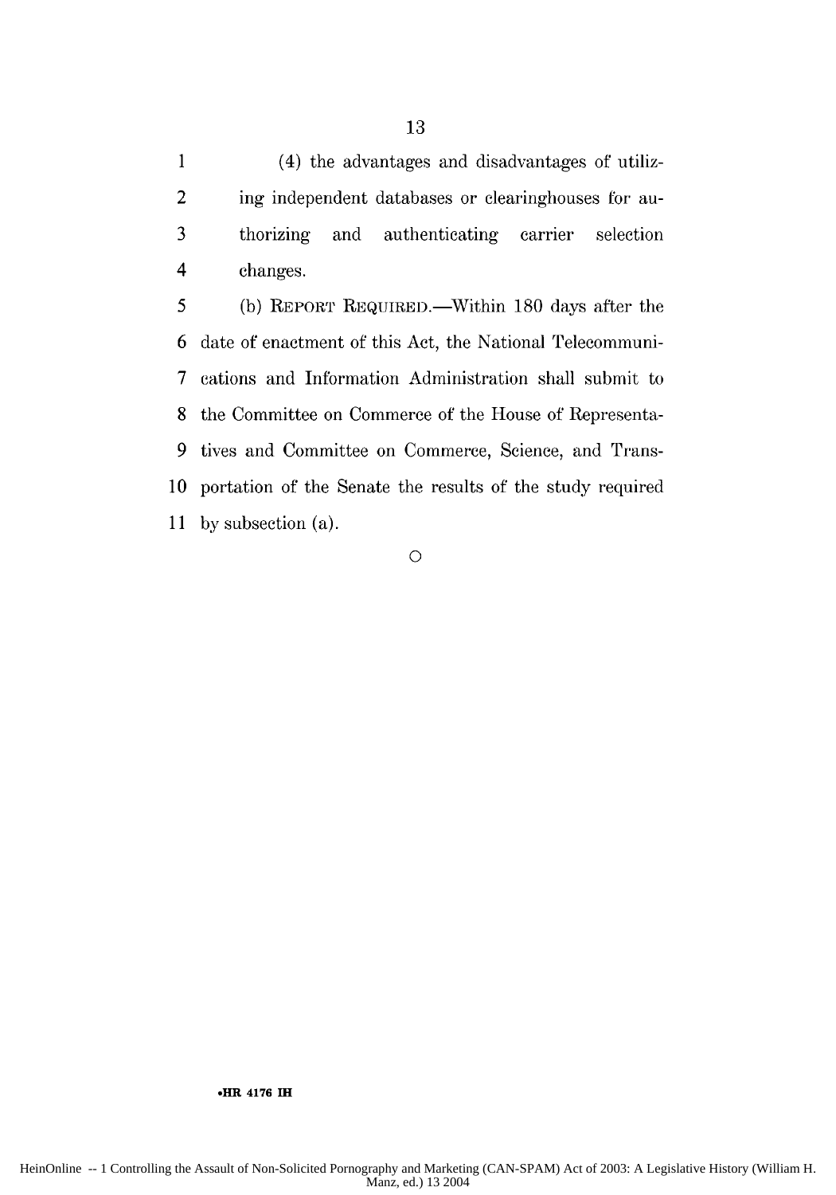(4) the advantages and disadvantages of utilizing independent databases or clearinghouses for authorizing and authenticating carrier selection changes.

(b) REPORT REQUIRED.—Within 180 days after the date of enactment of this Act, the National Telecommunications and Information Administration shall submit to the Committee on Commerce of the House of Representatives and Committee on Commerce, Science, and Transportation of the Senate the results of the study required by subsection (a).

○

•HR 4176 IH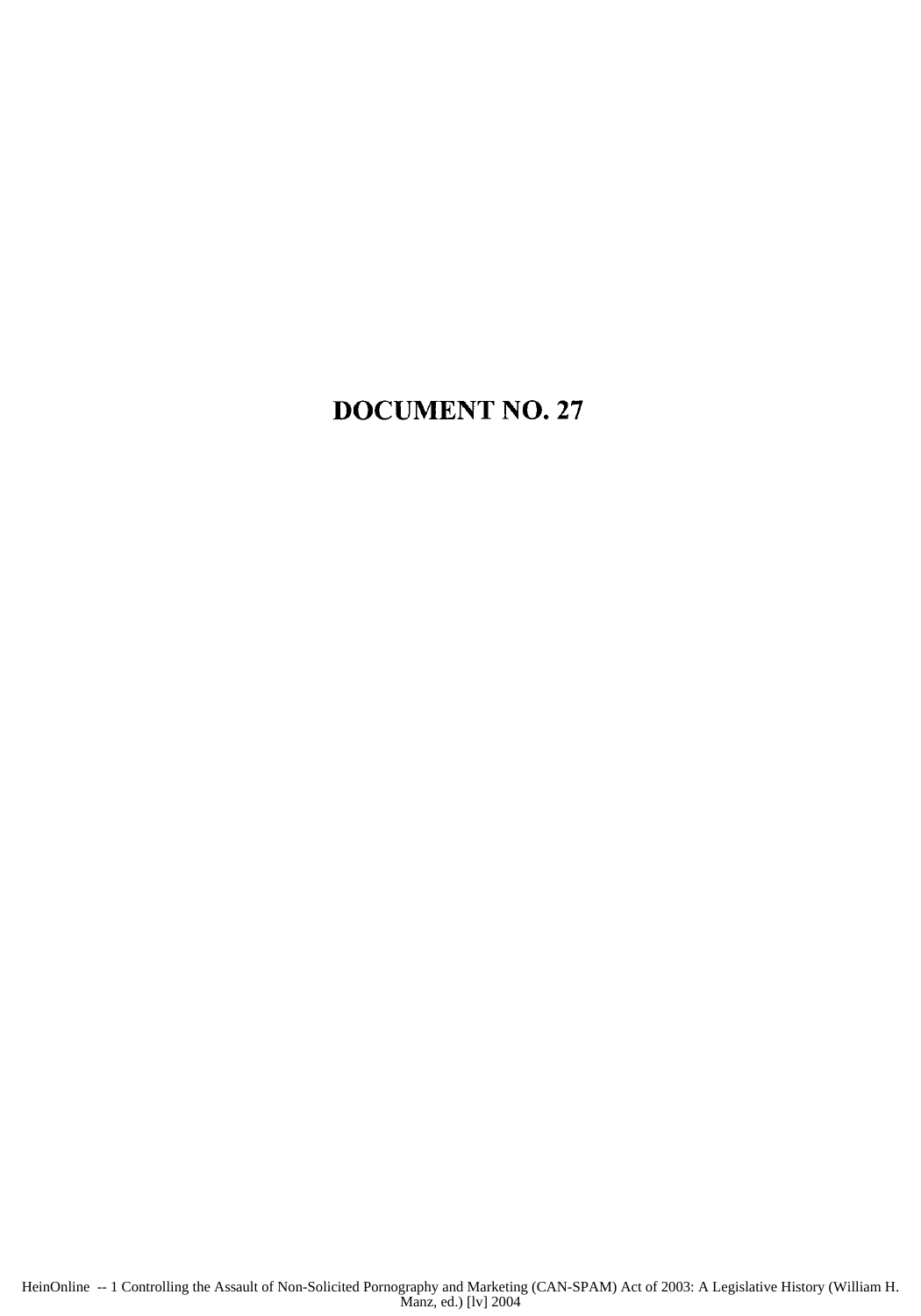# DOCUMENT NO. 27